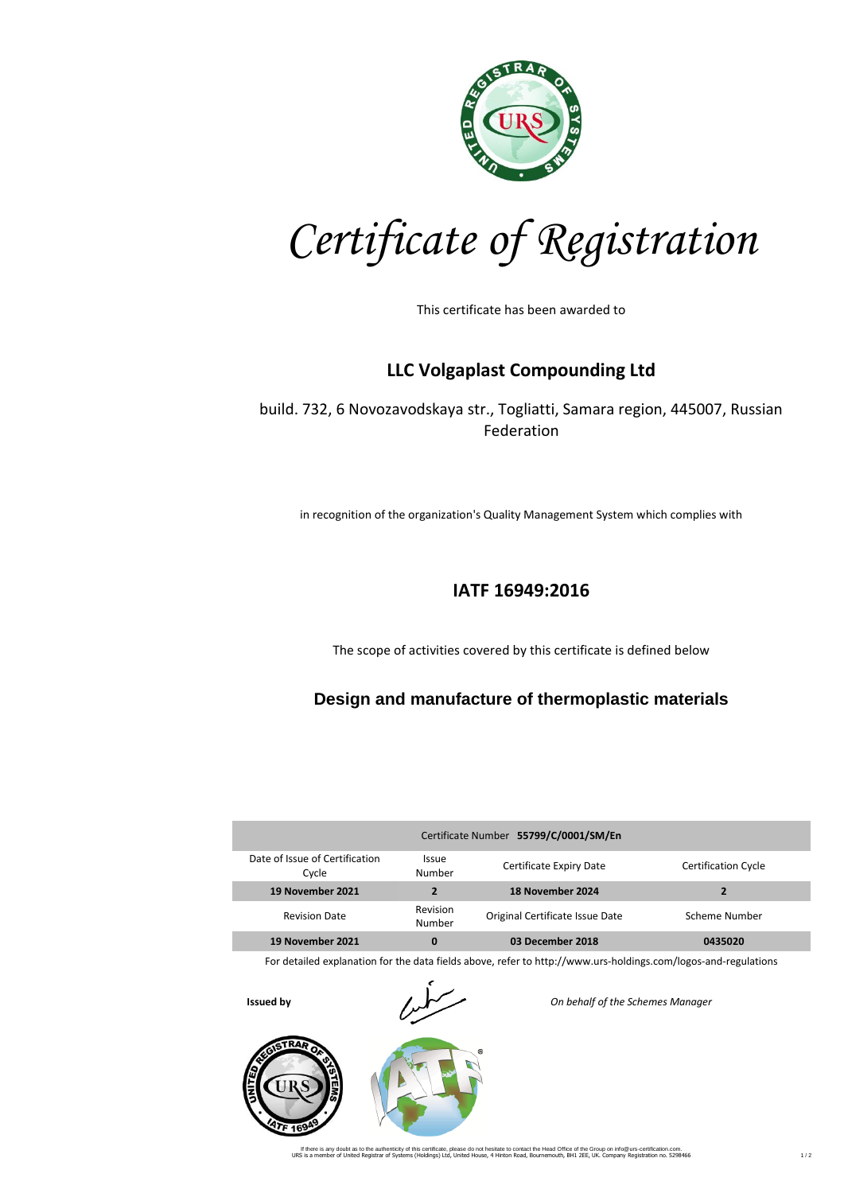# Certificate of Registration

This certificate has been awarded to

## LLC Volgaplast Compounding Ltd

build. 732, 6 Novozavodskaya str., Togliatti, Samara region, 445007, Russian Federation

in recognition of the organization's Quality Management System which complies with

## IATF 16949:2016

The scope of activities covered by this certificate is defined below

### Design and manufacture of thermoplastic materials

| Certificate Number **55799/C/0001/SM/En** | | | |
|---|---|---|---|
| Date of Issue of Certification Cycle | Issue Number | Certificate Expiry Date | Certification Cycle |
| **19 November 2021** | **2** | **18 November 2024** | **2** |
| Revision Date | Revision Number | Original Certificate Issue Date | Scheme Number |
| **19 November 2021** | **0** | **03 December 2018** | **0435020** |

For detailed explanation for the data fields above, refer to http://www.urs-holdings.com/logos-and-regulations

**Issued by**

*On behalf of the Schemes Manager*

If there is any doubt as to the authenticity of this certificate, please do not hesitate to contact the Head Office of the Group on info@urs-certification.com.
URS is a member of United Registrar of Systems (Holdings) Ltd, United House, 4 Hinton Road, Bournemouth, BH1 2EE, UK. Company Registration no. 5298466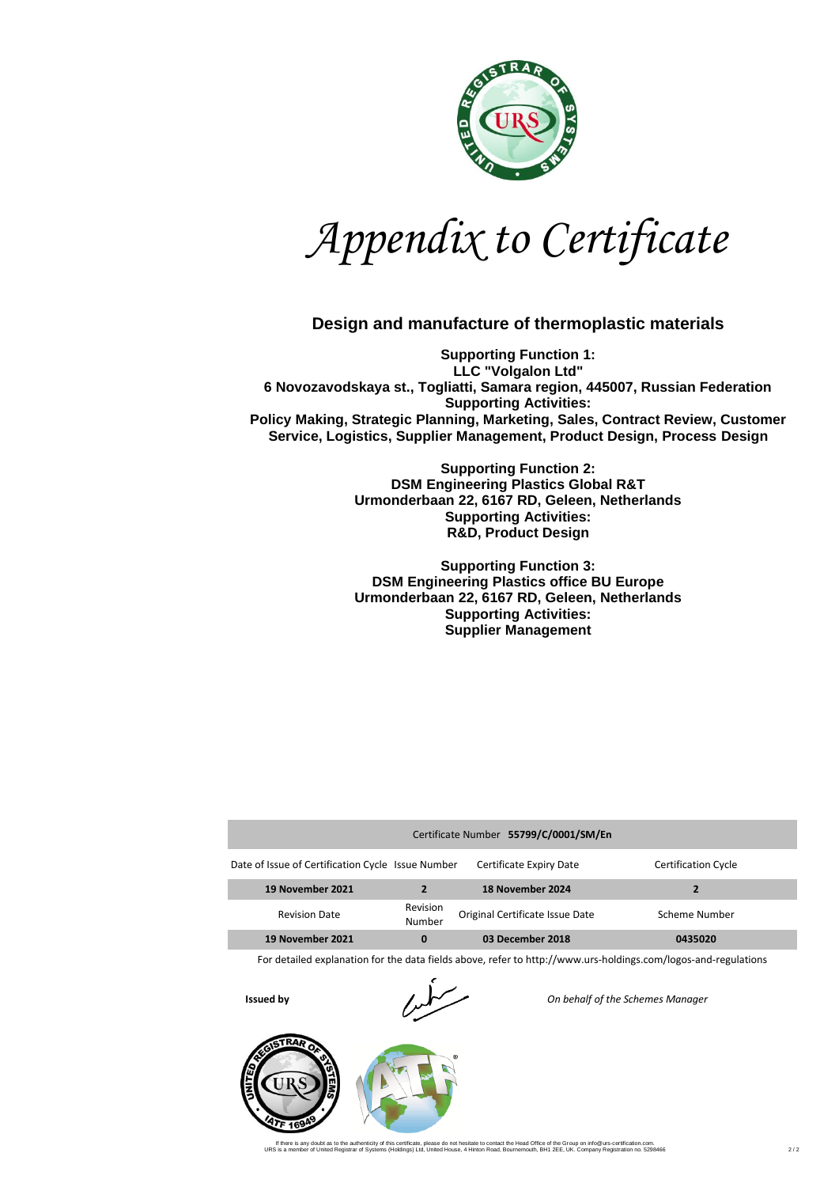# Appendix to Certificate

## Design and manufacture of thermoplastic materials

**Supporting Function 1:**
**LLC "Volgalon Ltd"**
**6 Novozavodskaya st., Togliatti, Samara region, 445007, Russian Federation**
**Supporting Activities:**
**Policy Making, Strategic Planning, Marketing, Sales, Contract Review, Customer Service, Logistics, Supplier Management, Product Design, Process Design**

**Supporting Function 2:**
**DSM Engineering Plastics Global R&T**
**Urmonderbaan 22, 6167 RD, Geleen, Netherlands**
**Supporting Activities:**
**R&D, Product Design**

**Supporting Function 3:**
**DSM Engineering Plastics office BU Europe**
**Urmonderbaan 22, 6167 RD, Geleen, Netherlands**
**Supporting Activities:**
**Supplier Management**

| Certificate Number **55799/C/0001/SM/En** | | | |
|---|---|---|---|
| Date of Issue of Certification Cycle | Issue Number | Certificate Expiry Date | Certification Cycle |
| **19 November 2021** | **2** | **18 November 2024** | **2** |
| Revision Date | Revision Number | Original Certificate Issue Date | Scheme Number |
| **19 November 2021** | **0** | **03 December 2018** | **0435020** |

For detailed explanation for the data fields above, refer to http://www.urs-holdings.com/logos-and-regulations

**Issued by** *On behalf of the Schemes Manager*

If there is any doubt as to the authenticity of this certificate, please do not hesitate to contact the Head Office of the Group on info@urs-certification.com.
URS is a member of United Registrar of Systems (Holdings) Ltd, United House, 4 Hinton Road, Bournemouth, BH1 2EE, UK. Company Registration no. 5298466